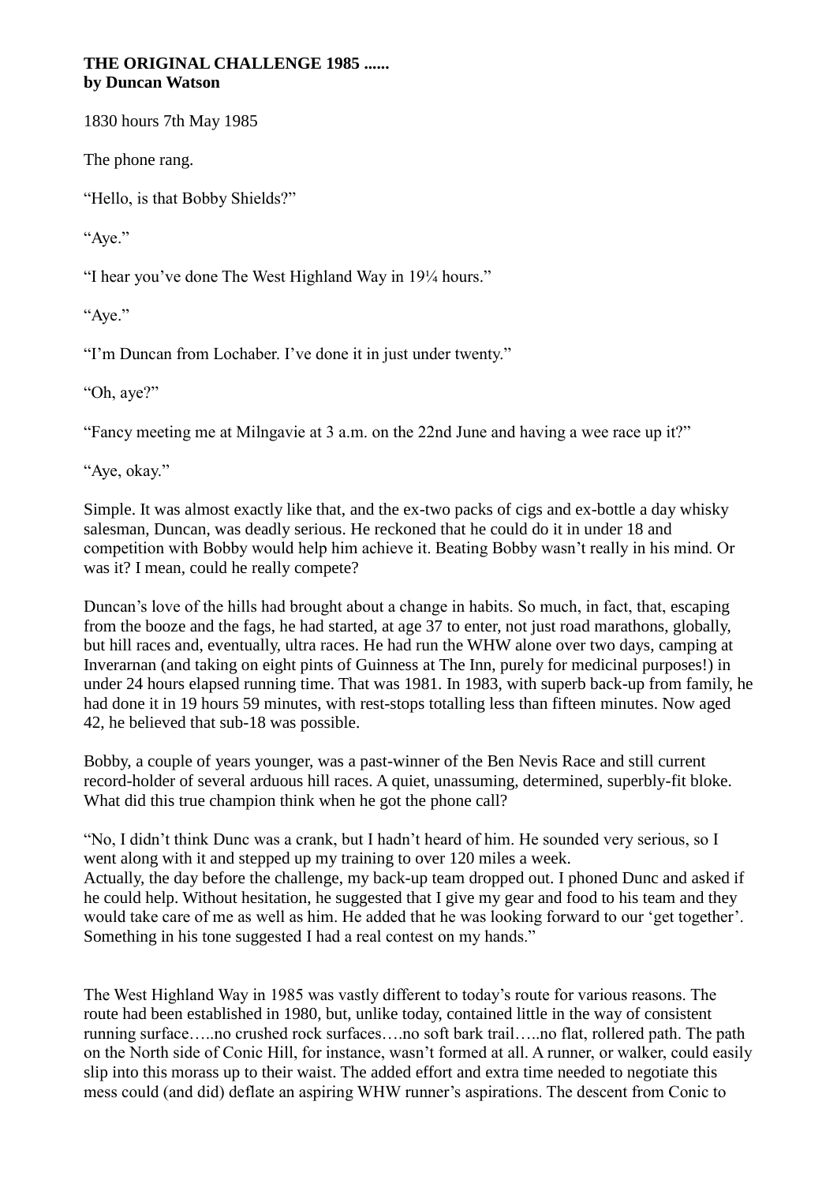**THE ORIGINAL CHALLENGE 1985 ......**
**by Duncan Watson**

1830 hours 7th May 1985

The phone rang.

"Hello, is that Bobby Shields?"

"Aye."

"I hear you've done The West Highland Way in 19¼ hours."

"Aye."

"I'm Duncan from Lochaber. I've done it in just under twenty."

"Oh, aye?"

"Fancy meeting me at Milngavie at 3 a.m. on the 22nd June and having a wee race up it?"

"Aye, okay."

Simple. It was almost exactly like that, and the ex-two packs of cigs and ex-bottle a day whisky salesman, Duncan, was deadly serious. He reckoned that he could do it in under 18 and competition with Bobby would help him achieve it. Beating Bobby wasn't really in his mind. Or was it? I mean, could he really compete?

Duncan's love of the hills had brought about a change in habits. So much, in fact, that, escaping from the booze and the fags, he had started, at age 37 to enter, not just road marathons, globally, but hill races and, eventually, ultra races. He had run the WHW alone over two days, camping at Inverarnan (and taking on eight pints of Guinness at The Inn, purely for medicinal purposes!) in under 24 hours elapsed running time. That was 1981. In 1983, with superb back-up from family, he had done it in 19 hours 59 minutes, with rest-stops totalling less than fifteen minutes. Now aged 42, he believed that sub-18 was possible.

Bobby, a couple of years younger, was a past-winner of the Ben Nevis Race and still current record-holder of several arduous hill races. A quiet, unassuming, determined, superbly-fit bloke. What did this true champion think when he got the phone call?

"No, I didn't think Dunc was a crank, but I hadn't heard of him. He sounded very serious, so I went along with it and stepped up my training to over 120 miles a week.
Actually, the day before the challenge, my back-up team dropped out. I phoned Dunc and asked if he could help. Without hesitation, he suggested that I give my gear and food to his team and they would take care of me as well as him. He added that he was looking forward to our 'get together'. Something in his tone suggested I had a real contest on my hands."

The West Highland Way in 1985 was vastly different to today's route for various reasons. The route had been established in 1980, but, unlike today, contained little in the way of consistent running surface…..no crushed rock surfaces….no soft bark trail…..no flat, rollered path. The path on the North side of Conic Hill, for instance, wasn't formed at all. A runner, or walker, could easily slip into this morass up to their waist. The added effort and extra time needed to negotiate this mess could (and did) deflate an aspiring WHW runner's aspirations. The descent from Conic to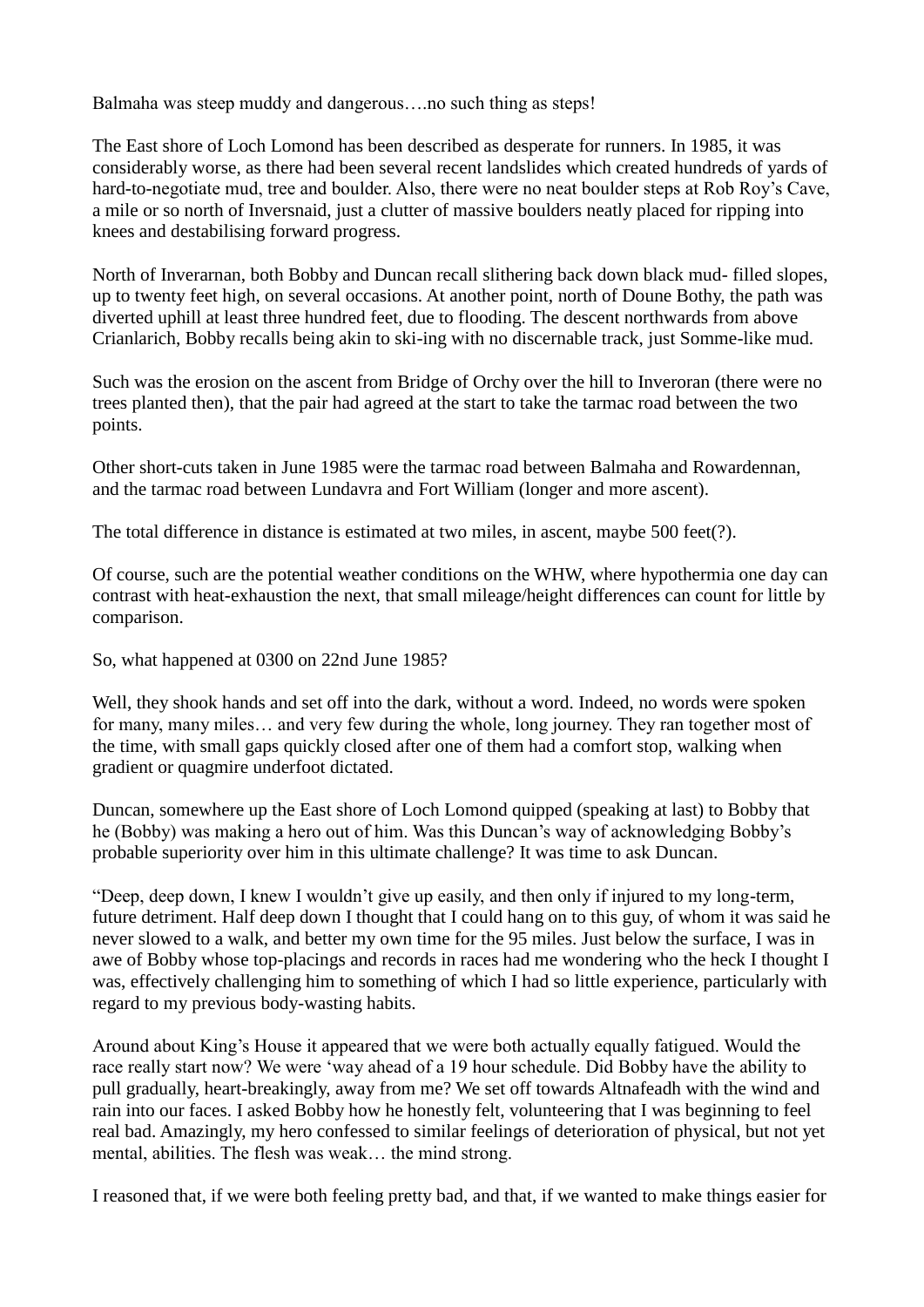Balmaha was steep muddy and dangerous….no such thing as steps!

The East shore of Loch Lomond has been described as desperate for runners. In 1985, it was considerably worse, as there had been several recent landslides which created hundreds of yards of hard-to-negotiate mud, tree and boulder. Also, there were no neat boulder steps at Rob Roy's Cave, a mile or so north of Inversnaid, just a clutter of massive boulders neatly placed for ripping into knees and destabilising forward progress.

North of Inverarnan, both Bobby and Duncan recall slithering back down black mud- filled slopes, up to twenty feet high, on several occasions. At another point, north of Doune Bothy, the path was diverted uphill at least three hundred feet, due to flooding. The descent northwards from above Crianlarich, Bobby recalls being akin to ski-ing with no discernable track, just Somme-like mud.

Such was the erosion on the ascent from Bridge of Orchy over the hill to Inveroran (there were no trees planted then), that the pair had agreed at the start to take the tarmac road between the two points.

Other short-cuts taken in June 1985 were the tarmac road between Balmaha and Rowardennan, and the tarmac road between Lundavra and Fort William (longer and more ascent).

The total difference in distance is estimated at two miles, in ascent, maybe 500 feet(?).

Of course, such are the potential weather conditions on the WHW, where hypothermia one day can contrast with heat-exhaustion the next, that small mileage/height differences can count for little by comparison.

So, what happened at 0300 on 22nd June 1985?

Well, they shook hands and set off into the dark, without a word. Indeed, no words were spoken for many, many miles… and very few during the whole, long journey. They ran together most of the time, with small gaps quickly closed after one of them had a comfort stop, walking when gradient or quagmire underfoot dictated.

Duncan, somewhere up the East shore of Loch Lomond quipped (speaking at last) to Bobby that he (Bobby) was making a hero out of him. Was this Duncan's way of acknowledging Bobby's probable superiority over him in this ultimate challenge? It was time to ask Duncan.

"Deep, deep down, I knew I wouldn't give up easily, and then only if injured to my long-term, future detriment. Half deep down I thought that I could hang on to this guy, of whom it was said he never slowed to a walk, and better my own time for the 95 miles. Just below the surface, I was in awe of Bobby whose top-placings and records in races had me wondering who the heck I thought I was, effectively challenging him to something of which I had so little experience, particularly with regard to my previous body-wasting habits.

Around about King's House it appeared that we were both actually equally fatigued. Would the race really start now? We were 'way ahead of a 19 hour schedule. Did Bobby have the ability to pull gradually, heart-breakingly, away from me? We set off towards Altnafeadh with the wind and rain into our faces. I asked Bobby how he honestly felt, volunteering that I was beginning to feel real bad. Amazingly, my hero confessed to similar feelings of deterioration of physical, but not yet mental, abilities. The flesh was weak… the mind strong.

I reasoned that, if we were both feeling pretty bad, and that, if we wanted to make things easier for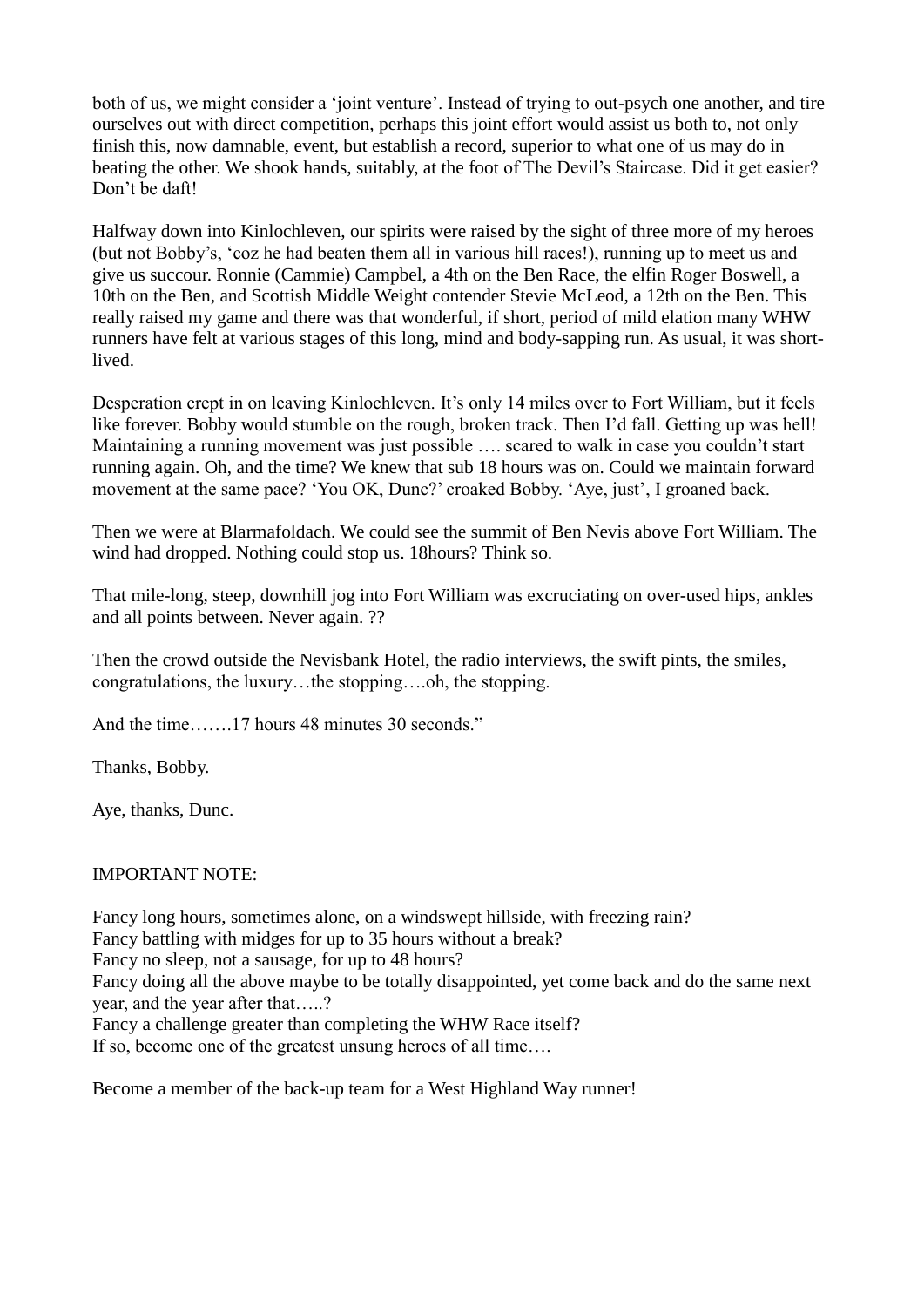both of us, we might consider a 'joint venture'. Instead of trying to out-psych one another, and tire ourselves out with direct competition, perhaps this joint effort would assist us both to, not only finish this, now damnable, event, but establish a record, superior to what one of us may do in beating the other. We shook hands, suitably, at the foot of The Devil's Staircase. Did it get easier? Don't be daft!

Halfway down into Kinlochleven, our spirits were raised by the sight of three more of my heroes (but not Bobby's, 'coz he had beaten them all in various hill races!), running up to meet us and give us succour. Ronnie (Cammie) Campbel, a 4th on the Ben Race, the elfin Roger Boswell, a 10th on the Ben, and Scottish Middle Weight contender Stevie McLeod, a 12th on the Ben. This really raised my game and there was that wonderful, if short, period of mild elation many WHW runners have felt at various stages of this long, mind and body-sapping run. As usual, it was short-lived.

Desperation crept in on leaving Kinlochleven. It's only 14 miles over to Fort William, but it feels like forever. Bobby would stumble on the rough, broken track. Then I'd fall. Getting up was hell! Maintaining a running movement was just possible …. scared to walk in case you couldn't start running again. Oh, and the time? We knew that sub 18 hours was on. Could we maintain forward movement at the same pace? 'You OK, Dunc?' croaked Bobby. 'Aye, just', I groaned back.

Then we were at Blarmafoldach. We could see the summit of Ben Nevis above Fort William. The wind had dropped. Nothing could stop us. 18hours? Think so.

That mile-long, steep, downhill jog into Fort William was excruciating on over-used hips, ankles and all points between. Never again. ??

Then the crowd outside the Nevisbank Hotel, the radio interviews, the swift pints, the smiles, congratulations, the luxury…the stopping….oh, the stopping.

And the time…….17 hours 48 minutes 30 seconds."

Thanks, Bobby.

Aye, thanks, Dunc.

IMPORTANT NOTE:

Fancy long hours, sometimes alone, on a windswept hillside, with freezing rain?
Fancy battling with midges for up to 35 hours without a break?
Fancy no sleep, not a sausage, for up to 48 hours?
Fancy doing all the above maybe to be totally disappointed, yet come back and do the same next year, and the year after that…..?
Fancy a challenge greater than completing the WHW Race itself?
If so, become one of the greatest unsung heroes of all time….

Become a member of the back-up team for a West Highland Way runner!